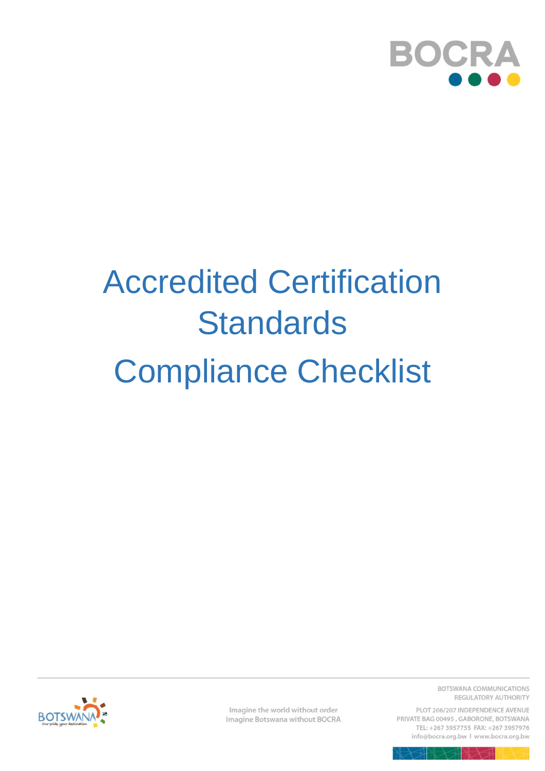# Accredited Certification Standards

# Compliance Checklist

BOTSWANA COMMUNICATIONS REGULATORY AUTHORITY

Imagine the world without order
Imagine Botswana without BOCRA

PLOT 206/207 INDEPENDENCE AVENUE
PRIVATE BAG 00495 , GABORONE, BOTSWANA
TEL: +267 3957755 FAX: +267 3957976
info@bocra.org.bw I www.bocra.org.bw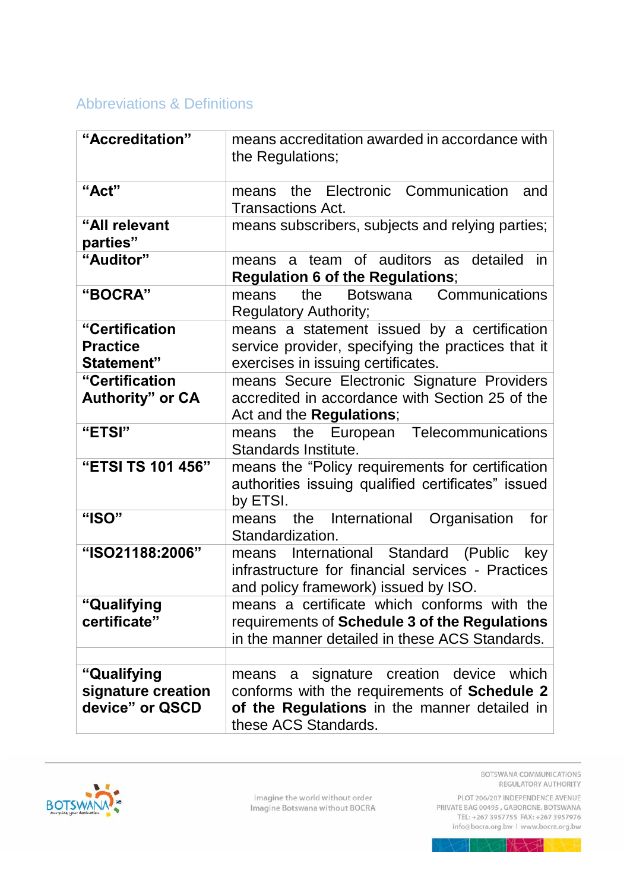## Abbreviations & Definitions

| | |
|---|---|
| **"Accreditation"** | means accreditation awarded in accordance with the Regulations; |
| **"Act"** | means the Electronic Communication and Transactions Act. |
| **"All relevant parties"** | means subscribers, subjects and relying parties; |
| **"Auditor"** | means a team of auditors as detailed in **Regulation 6 of the Regulations**; |
| **"BOCRA"** | means the Botswana Communications Regulatory Authority; |
| **"Certification Practice Statement"** | means a statement issued by a certification service provider, specifying the practices that it exercises in issuing certificates. |
| **"Certification Authority" or CA** | means Secure Electronic Signature Providers accredited in accordance with Section 25 of the Act and the **Regulations**; |
| **"ETSI"** | means the European Telecommunications Standards Institute. |
| **"ETSI TS 101 456"** | means the "Policy requirements for certification authorities issuing qualified certificates" issued by ETSI. |
| **"ISO"** | means the International Organisation for Standardization. |
| **"ISO21188:2006"** | means International Standard (Public key infrastructure for financial services - Practices and policy framework) issued by ISO. |
| **"Qualifying certificate"** | means a certificate which conforms with the requirements of **Schedule 3 of the Regulations** in the manner detailed in these ACS Standards. |
| | |
| **"Qualifying signature creation device" or QSCD** | means a signature creation device which conforms with the requirements of **Schedule 2 of the Regulations** in the manner detailed in these ACS Standards. |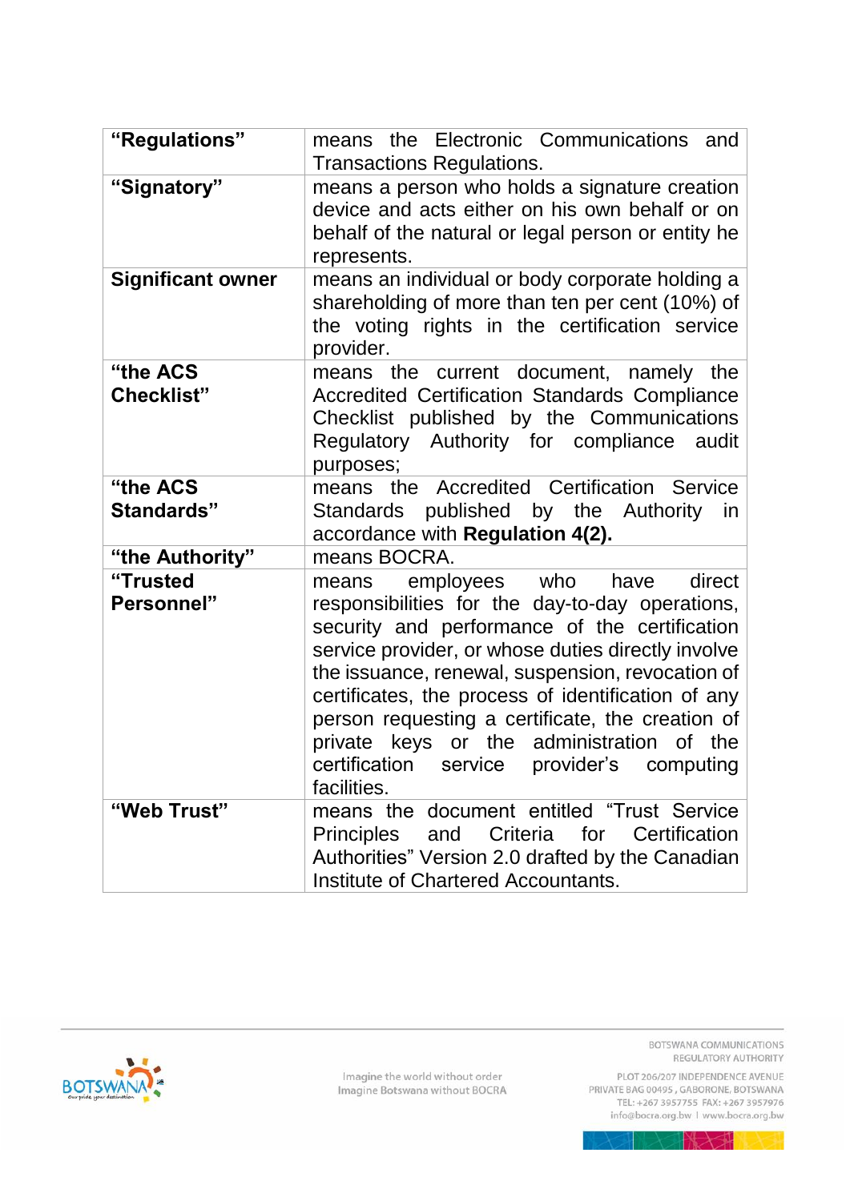| | |
|---|---|
| **"Regulations"** | means the Electronic Communications and Transactions Regulations. |
| **"Signatory"** | means a person who holds a signature creation device and acts either on his own behalf or on behalf of the natural or legal person or entity he represents. |
| **Significant owner** | means an individual or body corporate holding a shareholding of more than ten per cent (10%) of the voting rights in the certification service provider. |
| **"the ACS Checklist"** | means the current document, namely the Accredited Certification Standards Compliance Checklist published by the Communications Regulatory Authority for compliance audit purposes; |
| **"the ACS Standards"** | means the Accredited Certification Service Standards published by the Authority in accordance with **Regulation 4(2).** |
| **"the Authority"** | means BOCRA. |
| **"Trusted Personnel"** | means employees who have direct responsibilities for the day-to-day operations, security and performance of the certification service provider, or whose duties directly involve the issuance, renewal, suspension, revocation of certificates, the process of identification of any person requesting a certificate, the creation of private keys or the administration of the certification service provider's computing facilities. |
| **"Web Trust"** | means the document entitled "Trust Service Principles and Criteria for Certification Authorities" Version 2.0 drafted by the Canadian Institute of Chartered Accountants. |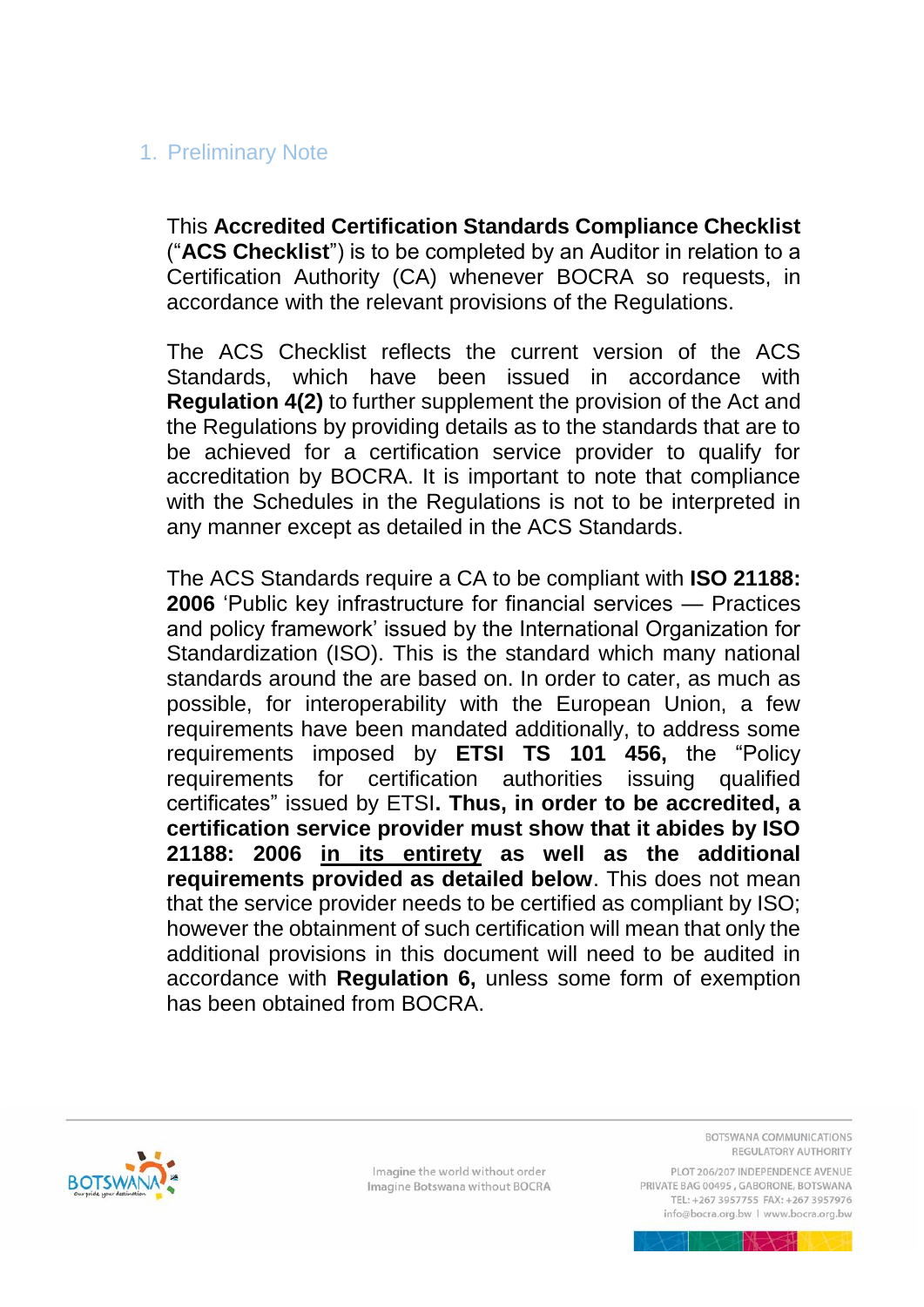## 1. Preliminary Note

This **Accredited Certification Standards Compliance Checklist** ("**ACS Checklist**") is to be completed by an Auditor in relation to a Certification Authority (CA) whenever BOCRA so requests, in accordance with the relevant provisions of the Regulations.

The ACS Checklist reflects the current version of the ACS Standards, which have been issued in accordance with **Regulation 4(2)** to further supplement the provision of the Act and the Regulations by providing details as to the standards that are to be achieved for a certification service provider to qualify for accreditation by BOCRA. It is important to note that compliance with the Schedules in the Regulations is not to be interpreted in any manner except as detailed in the ACS Standards.

The ACS Standards require a CA to be compliant with **ISO 21188: 2006** 'Public key infrastructure for financial services — Practices and policy framework' issued by the International Organization for Standardization (ISO). This is the standard which many national standards around the are based on. In order to cater, as much as possible, for interoperability with the European Union, a few requirements have been mandated additionally, to address some requirements imposed by **ETSI TS 101 456,** the "Policy requirements for certification authorities issuing qualified certificates" issued by ETSI**. Thus, in order to be accredited, a certification service provider must show that it abides by ISO 21188: 2006 <u>in its entirety</u> as well as the additional requirements provided as detailed below**. This does not mean that the service provider needs to be certified as compliant by ISO; however the obtainment of such certification will mean that only the additional provisions in this document will need to be audited in accordance with **Regulation 6,** unless some form of exemption has been obtained from BOCRA.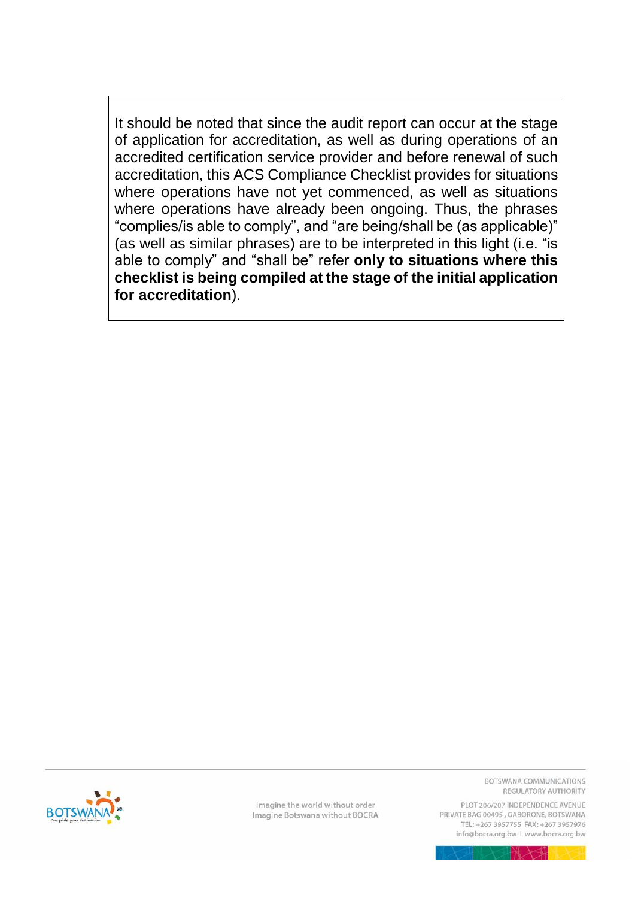It should be noted that since the audit report can occur at the stage of application for accreditation, as well as during operations of an accredited certification service provider and before renewal of such accreditation, this ACS Compliance Checklist provides for situations where operations have not yet commenced, as well as situations where operations have already been ongoing. Thus, the phrases "complies/is able to comply", and "are being/shall be (as applicable)" (as well as similar phrases) are to be interpreted in this light (i.e. "is able to comply" and "shall be" refer **only to situations where this checklist is being compiled at the stage of the initial application for accreditation**).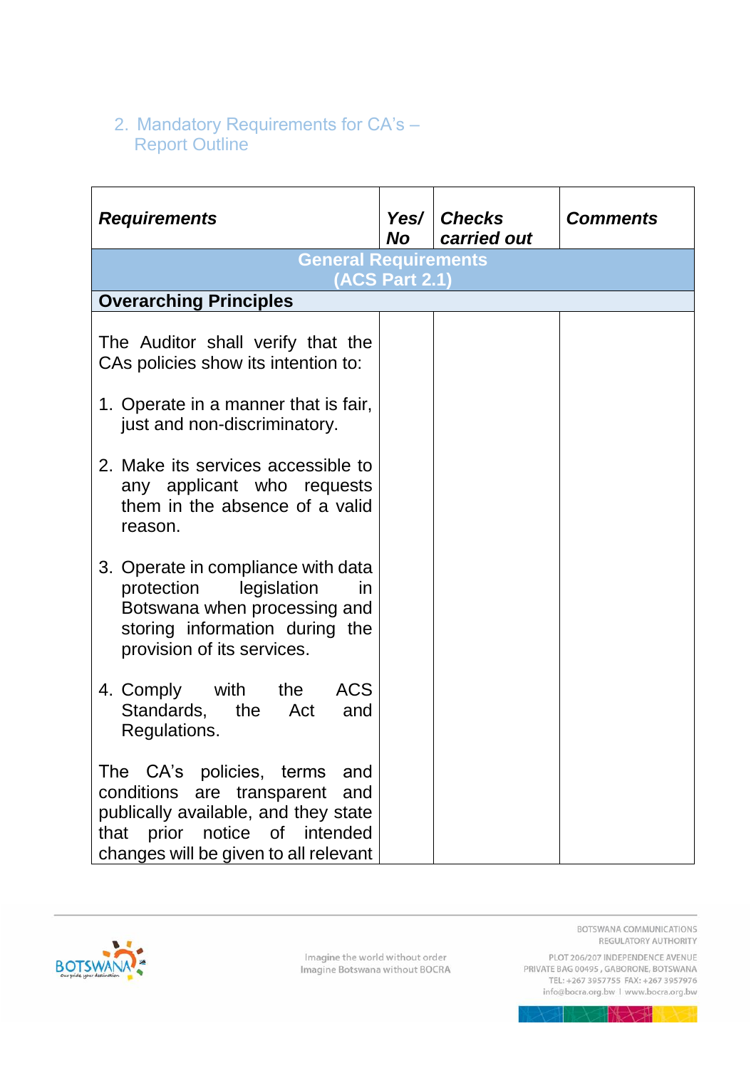## 2. Mandatory Requirements for CA's – Report Outline

| ***Requirements*** | ***Yes/ No*** | ***Checks carried out*** | ***Comments*** |
|---|---|---|---|
| **General Requirements (ACS Part 2.1)** | | | |
| **Overarching Principles** | | | |
| The Auditor shall verify that the CAs policies show its intention to:<br><br>1. Operate in a manner that is fair, just and non-discriminatory.<br><br>2. Make its services accessible to any applicant who requests them in the absence of a valid reason.<br><br>3. Operate in compliance with data protection legislation in Botswana when processing and storing information during the provision of its services.<br><br>4. Comply with the ACS Standards, the Act and Regulations.<br><br>The CA's policies, terms and conditions are transparent and publically available, and they state that prior notice of intended changes will be given to all relevant | | | |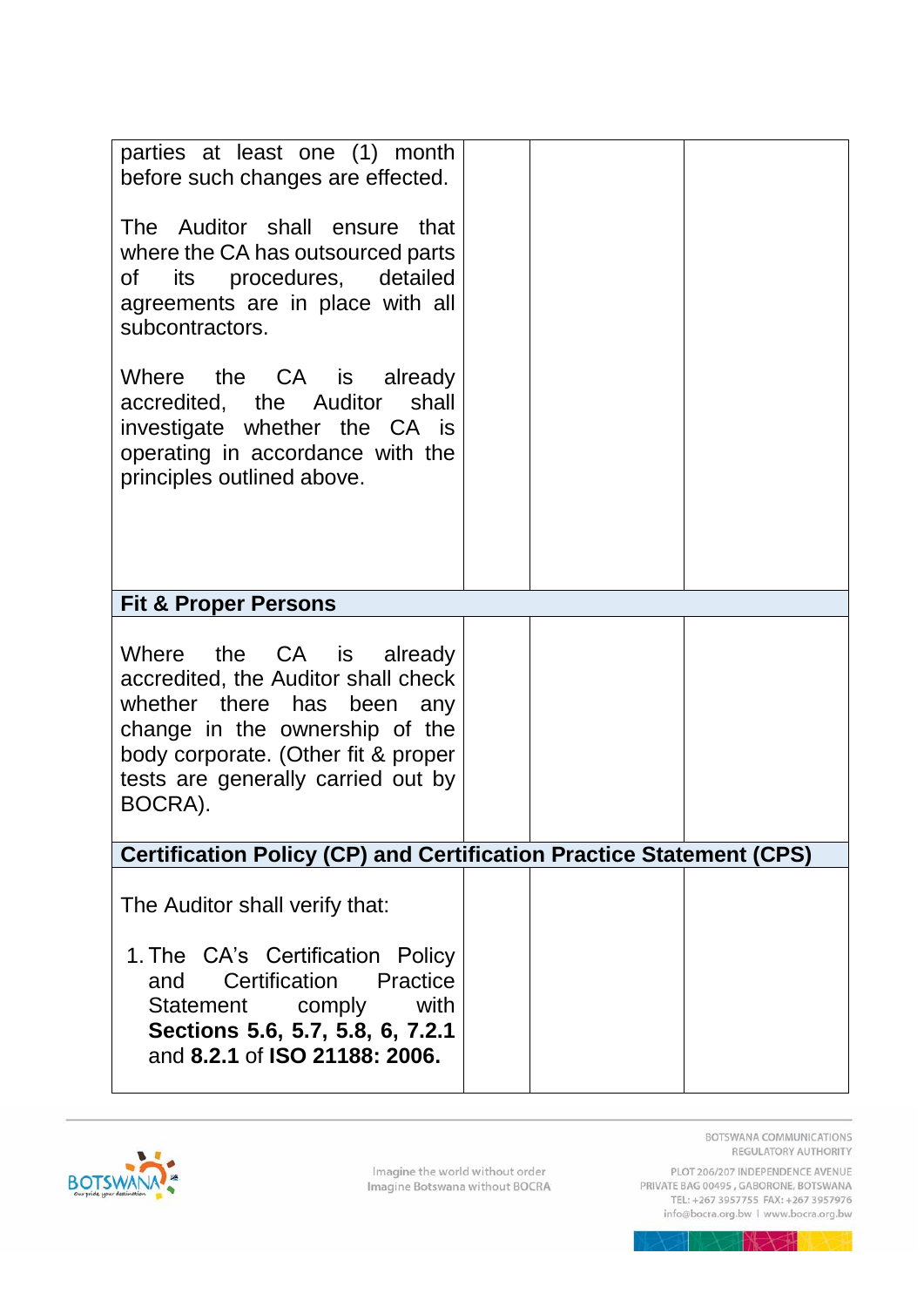| | | | |
|---|---|---|---|
| parties at least one (1) month before such changes are effected.<br><br>The Auditor shall ensure that where the CA has outsourced parts of its procedures, detailed agreements are in place with all subcontractors.<br><br>Where the CA is already accredited, the Auditor shall investigate whether the CA is operating in accordance with the principles outlined above. | | | |
| **Fit & Proper Persons** | | | |
| Where the CA is already accredited, the Auditor shall check whether there has been any change in the ownership of the body corporate. (Other fit & proper tests are generally carried out by BOCRA). | | | |
| **Certification Policy (CP) and Certification Practice Statement (CPS)** | | | |
| The Auditor shall verify that:<br><br>1. The CA's Certification Policy and Certification Practice Statement comply with **Sections 5.6, 5.7, 5.8, 6, 7.2.1** and **8.2.1** of **ISO 21188: 2006.** | | | |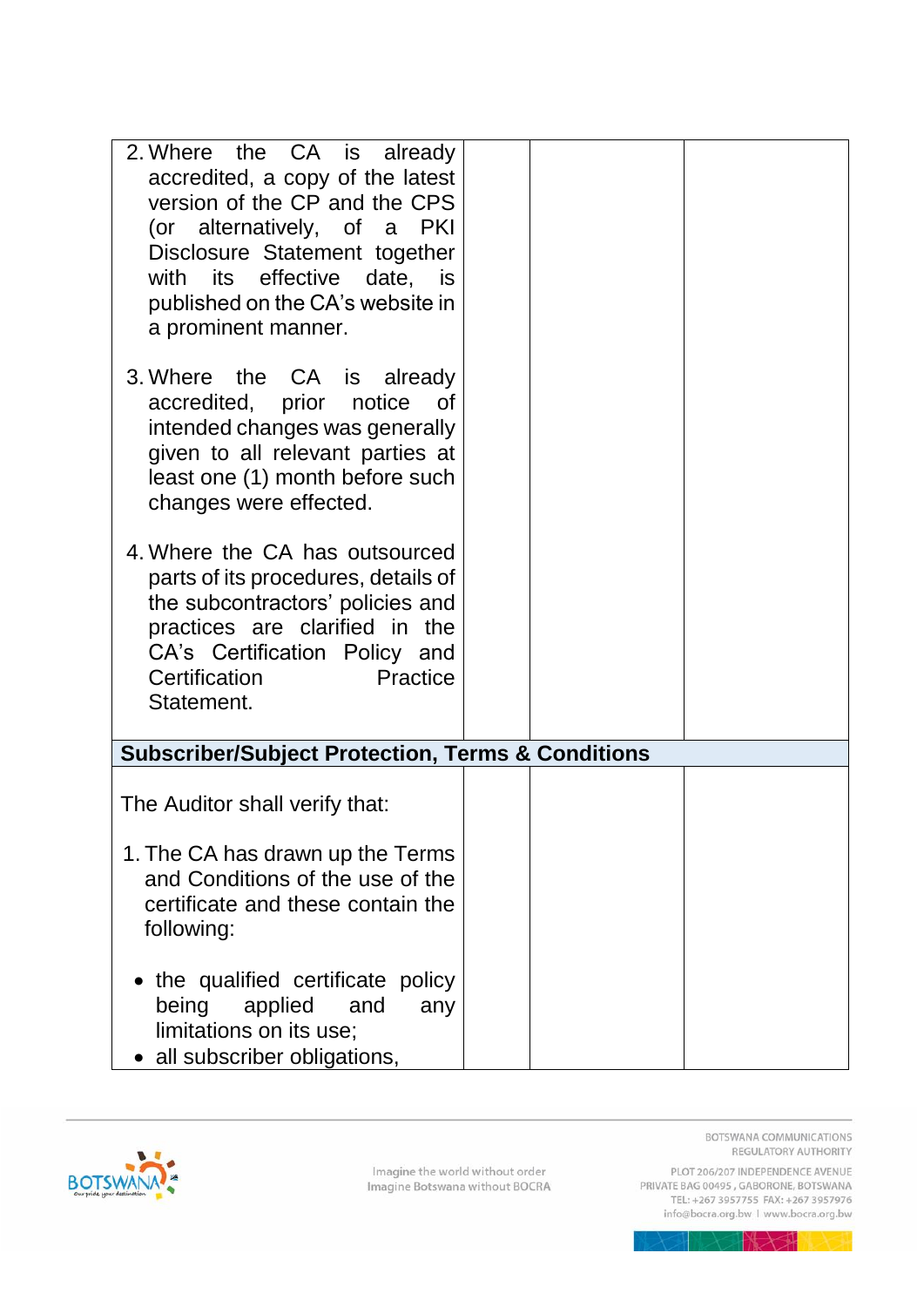| | | | |
|---|---|---|---|
| 2. Where the CA is already accredited, a copy of the latest version of the CP and the CPS (or alternatively, of a PKI Disclosure Statement together with its effective date, is published on the CA's website in a prominent manner.<br><br>3. Where the CA is already accredited, prior notice of intended changes was generally given to all relevant parties at least one (1) month before such changes were effected.<br><br>4. Where the CA has outsourced parts of its procedures, details of the subcontractors' policies and practices are clarified in the CA's Certification Policy and Certification Practice Statement. | | | |
| **Subscriber/Subject Protection, Terms & Conditions** | | | |
| The Auditor shall verify that:<br><br>1. The CA has drawn up the Terms and Conditions of the use of the certificate and these contain the following:<br><br>• the qualified certificate policy being applied and any limitations on its use;<br>• all subscriber obligations, | | | |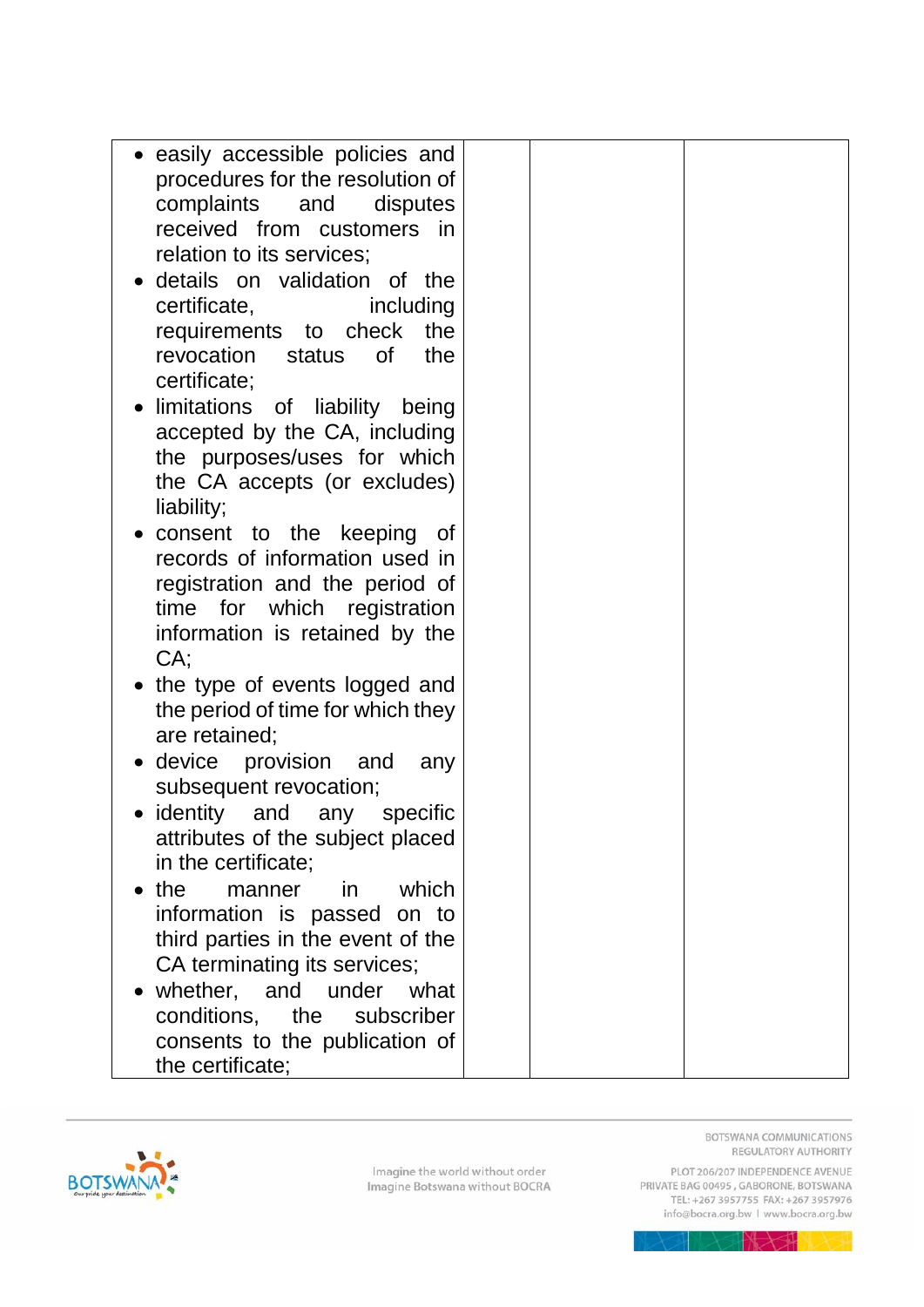| | | | |
|---|---|---|---|
| • easily accessible policies and procedures for the resolution of complaints and disputes received from customers in relation to its services;<br>• details on validation of the certificate, including requirements to check the revocation status of the certificate;<br>• limitations of liability being accepted by the CA, including the purposes/uses for which the CA accepts (or excludes) liability;<br>• consent to the keeping of records of information used in registration and the period of time for which registration information is retained by the CA;<br>• the type of events logged and the period of time for which they are retained;<br>• device provision and any subsequent revocation;<br>• identity and any specific attributes of the subject placed in the certificate;<br>• the manner in which information is passed on to third parties in the event of the CA terminating its services;<br>• whether, and under what conditions, the subscriber consents to the publication of the certificate; | | | |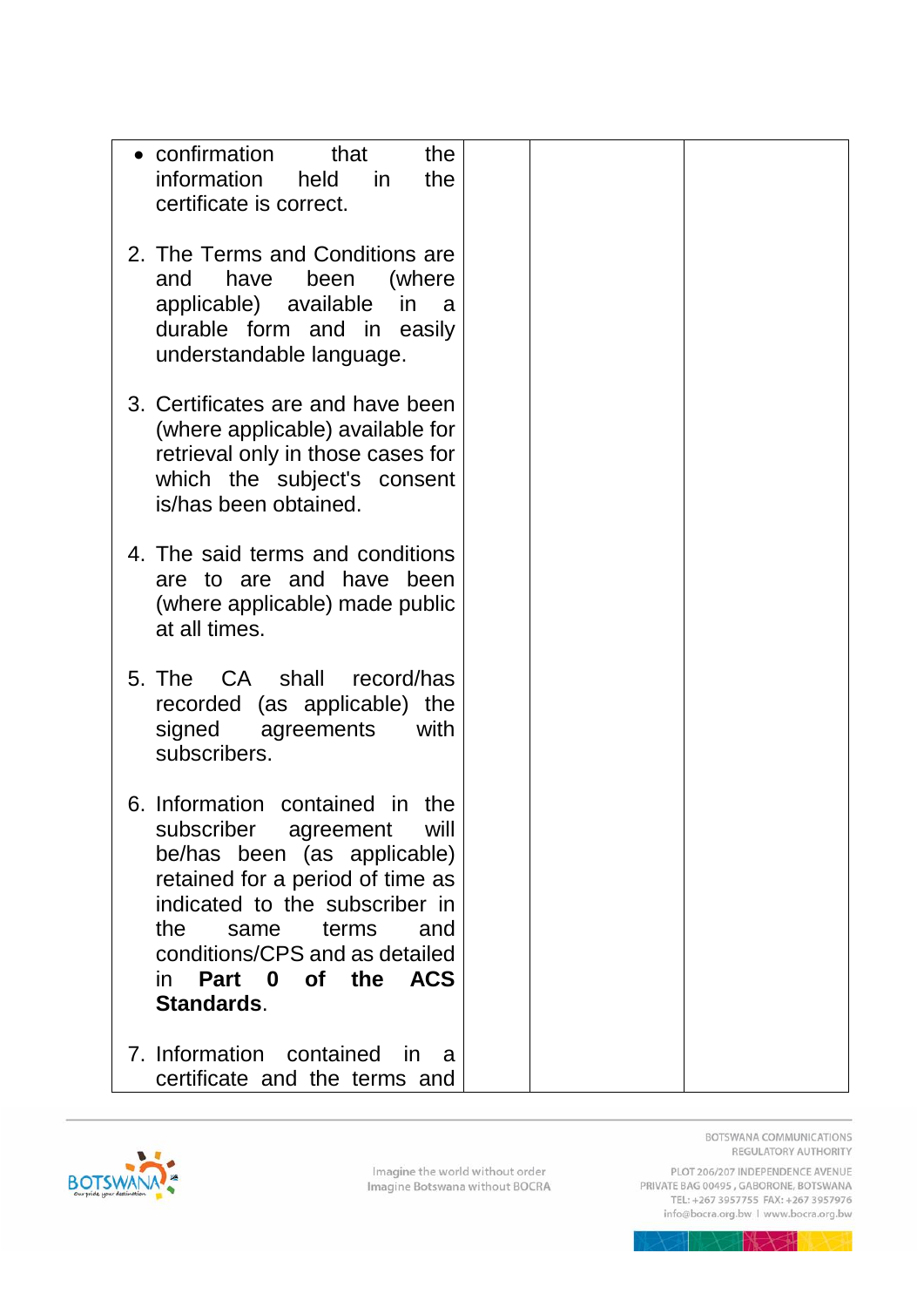| | | | |
|---|---|---|---|
| • confirmation that the information held in the certificate is correct.<br><br>2. The Terms and Conditions are and have been (where applicable) available in a durable form and in easily understandable language.<br><br>3. Certificates are and have been (where applicable) available for retrieval only in those cases for which the subject's consent is/has been obtained.<br><br>4. The said terms and conditions are to are and have been (where applicable) made public at all times.<br><br>5. The CA shall record/has recorded (as applicable) the signed agreements with subscribers.<br><br>6. Information contained in the subscriber agreement will be/has been (as applicable) retained for a period of time as indicated to the subscriber in the same terms and conditions/CPS and as detailed in **Part 0 of the ACS Standards**.<br><br>7. Information contained in a certificate and the terms and | | | |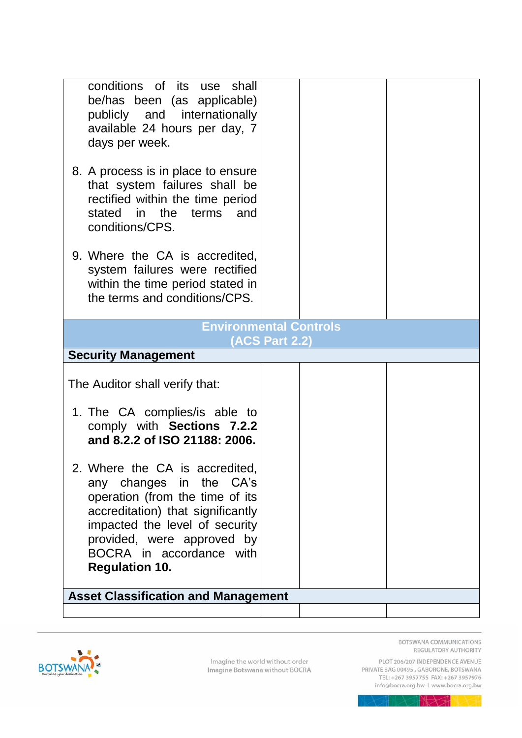| | | | |
|---|---|---|---|
| conditions of its use shall be/has been (as applicable) publicly and internationally available 24 hours per day, 7 days per week.<br><br>8. A process is in place to ensure that system failures shall be rectified within the time period stated in the terms and conditions/CPS.<br><br>9. Where the CA is accredited, system failures were rectified within the time period stated in the terms and conditions/CPS. | | | |
| **Environmental Controls (ACS Part 2.2)** | | | |
| **Security Management** | | | |
| The Auditor shall verify that:<br><br>1. The CA complies/is able to comply with **Sections 7.2.2 and 8.2.2 of ISO 21188: 2006.**<br><br>2. Where the CA is accredited, any changes in the CA's operation (from the time of its accreditation) that significantly impacted the level of security provided, were approved by BOCRA in accordance with **Regulation 10.** | | | |
| **Asset Classification and Management** | | | |
| | | | |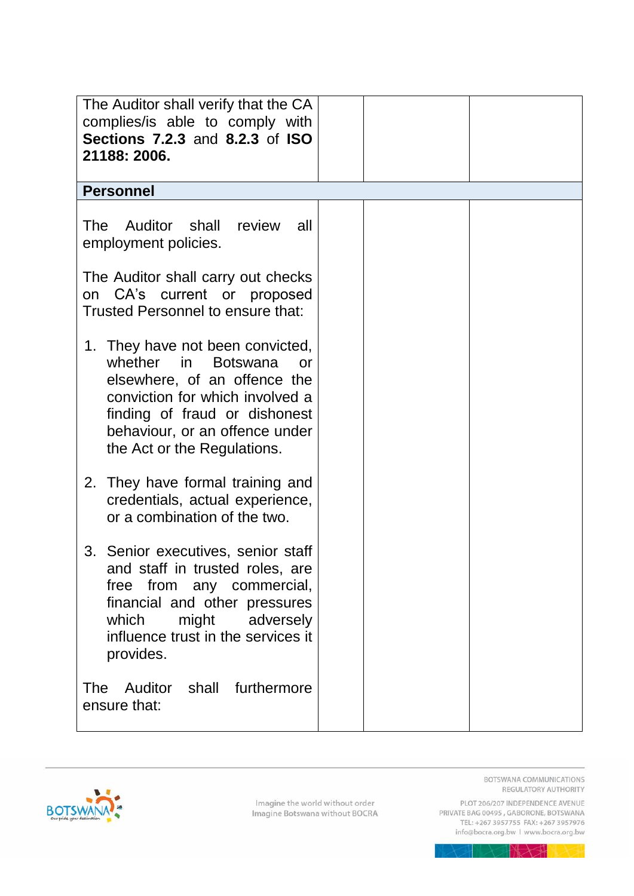| | | | |
|---|---|---|---|
| The Auditor shall verify that the CA complies/is able to comply with **Sections 7.2.3** and **8.2.3** of **ISO 21188: 2006.** | | | |
| **Personnel** | | | |
| The Auditor shall review all employment policies.<br><br>The Auditor shall carry out checks on CA's current or proposed Trusted Personnel to ensure that:<br><br>1. They have not been convicted, whether in Botswana or elsewhere, of an offence the conviction for which involved a finding of fraud or dishonest behaviour, or an offence under the Act or the Regulations.<br><br>2. They have formal training and credentials, actual experience, or a combination of the two.<br><br>3. Senior executives, senior staff and staff in trusted roles, are free from any commercial, financial and other pressures which might adversely influence trust in the services it provides.<br><br>The Auditor shall furthermore ensure that: | | | |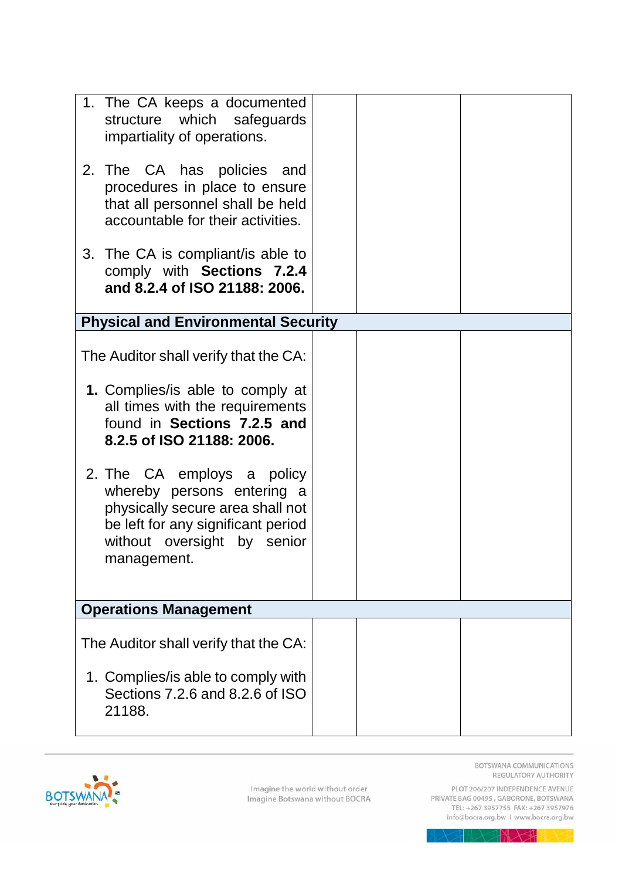| | | | |
|---|---|---|---|
| 1. The CA keeps a documented structure which safeguards impartiality of operations.<br><br>2. The CA has policies and procedures in place to ensure that all personnel shall be held accountable for their activities.<br><br>3. The CA is compliant/is able to comply with **Sections 7.2.4 and 8.2.4 of ISO 21188: 2006.** | | | |
| **Physical and Environmental Security** | | | |
| The Auditor shall verify that the CA:<br><br>**1.** Complies/is able to comply at all times with the requirements found in **Sections 7.2.5 and 8.2.5 of ISO 21188: 2006.**<br><br>2. The CA employs a policy whereby persons entering a physically secure area shall not be left for any significant period without oversight by senior management. | | | |
| **Operations Management** | | | |
| The Auditor shall verify that the CA:<br><br>1. Complies/is able to comply with Sections 7.2.6 and 8.2.6 of ISO 21188. | | | |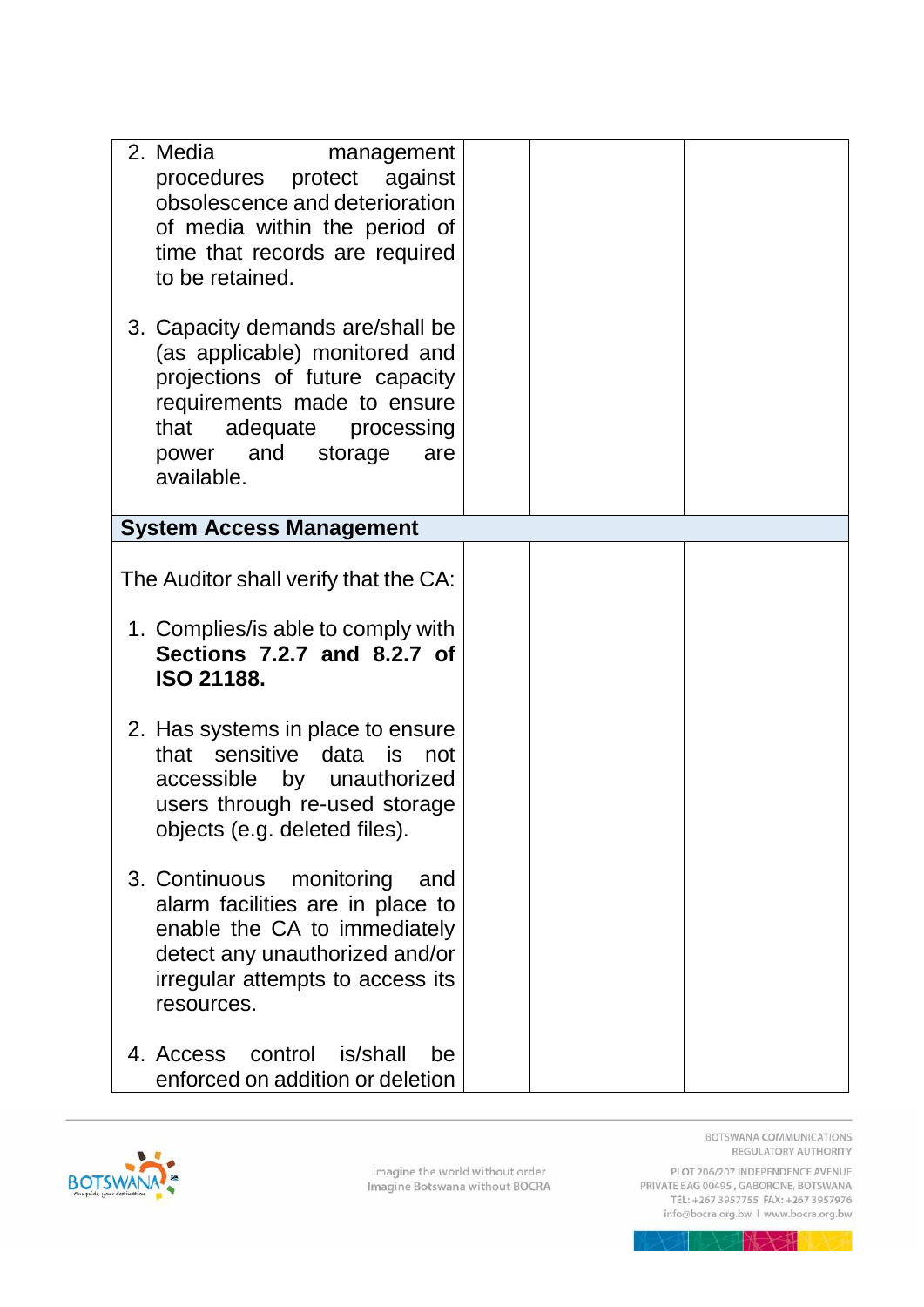| | | | |
|---|---|---|---|
| 2. Media management procedures protect against obsolescence and deterioration of media within the period of time that records are required to be retained.<br><br>3. Capacity demands are/shall be (as applicable) monitored and projections of future capacity requirements made to ensure that adequate processing power and storage are available. | | | |
| **System Access Management** | | | |
| The Auditor shall verify that the CA:<br><br>1. Complies/is able to comply with **Sections 7.2.7 and 8.2.7 of ISO 21188.**<br><br>2. Has systems in place to ensure that sensitive data is not accessible by unauthorized users through re-used storage objects (e.g. deleted files).<br><br>3. Continuous monitoring and alarm facilities are in place to enable the CA to immediately detect any unauthorized and/or irregular attempts to access its resources.<br><br>4. Access control is/shall be enforced on addition or deletion | | | |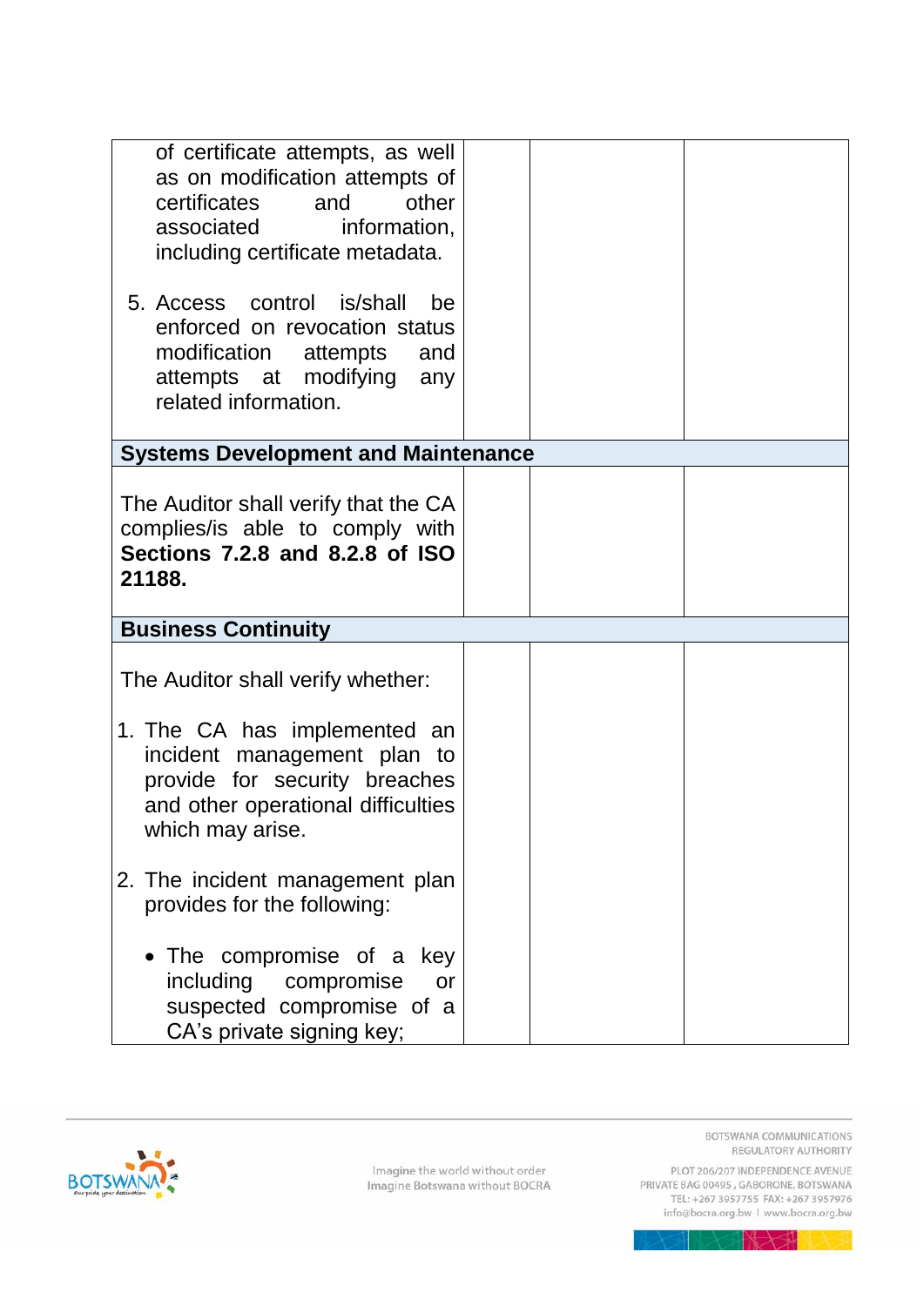| | | | |
|---|---|---|---|
| of certificate attempts, as well as on modification attempts of certificates and other associated information, including certificate metadata.<br><br>5. Access control is/shall be enforced on revocation status modification attempts and attempts at modifying any related information. | | | |
| **Systems Development and Maintenance** | | | |
| The Auditor shall verify that the CA complies/is able to comply with **Sections 7.2.8 and 8.2.8 of ISO 21188.** | | | |
| **Business Continuity** | | | |
| The Auditor shall verify whether:<br><br>1. The CA has implemented an incident management plan to provide for security breaches and other operational difficulties which may arise.<br><br>2. The incident management plan provides for the following:<br><br>• The compromise of a key including compromise or suspected compromise of a CA's private signing key; | | | |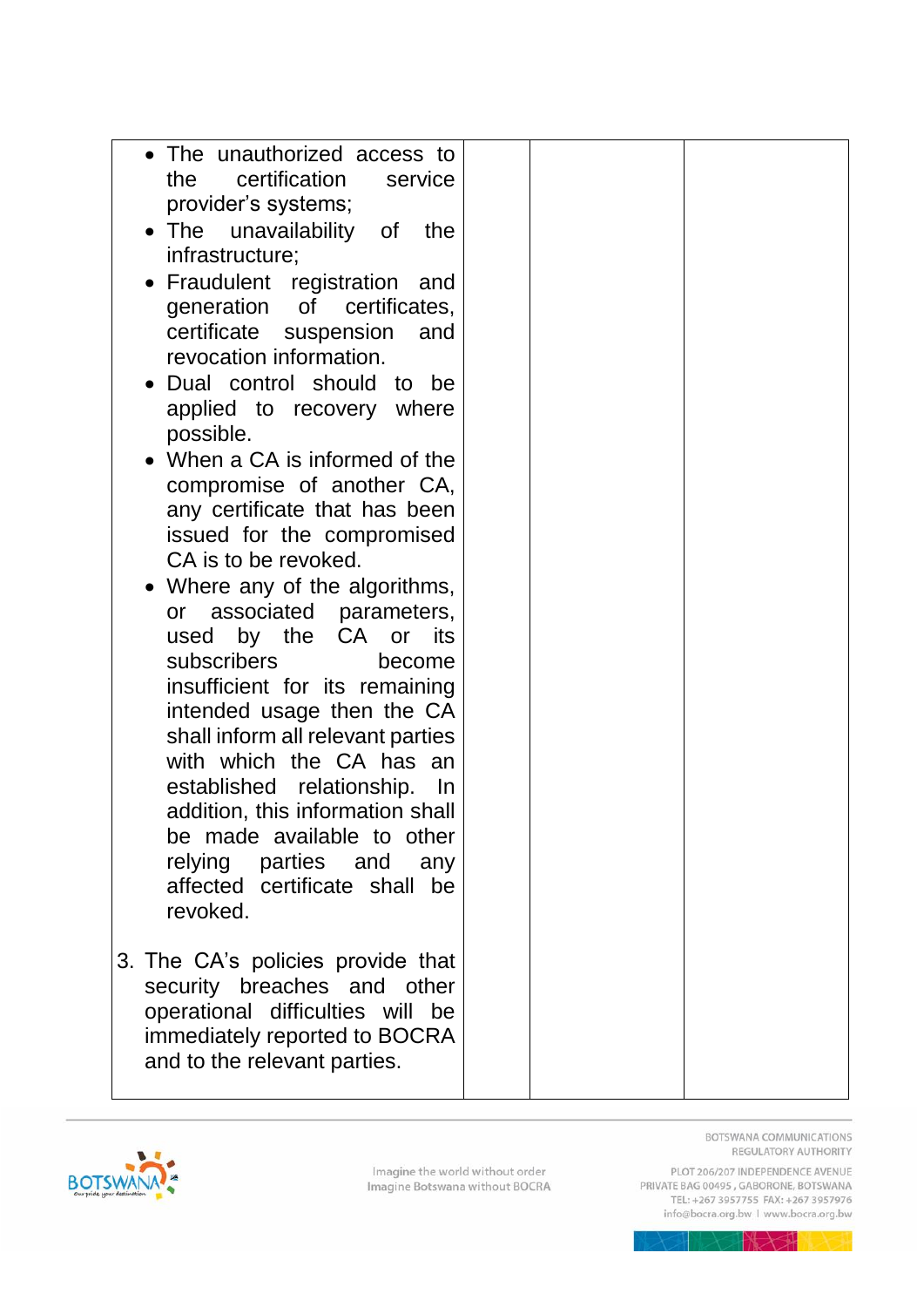| | | | |
|---|---|---|---|
| • The unauthorized access to the certification service provider's systems;<br>• The unavailability of the infrastructure;<br>• Fraudulent registration and generation of certificates, certificate suspension and revocation information.<br>• Dual control should to be applied to recovery where possible.<br>• When a CA is informed of the compromise of another CA, any certificate that has been issued for the compromised CA is to be revoked.<br>• Where any of the algorithms, or associated parameters, used by the CA or its subscribers become insufficient for its remaining intended usage then the CA shall inform all relevant parties with which the CA has an established relationship. In addition, this information shall be made available to other relying parties and any affected certificate shall be revoked.<br><br>3. The CA's policies provide that security breaches and other operational difficulties will be immediately reported to BOCRA and to the relevant parties. | | | |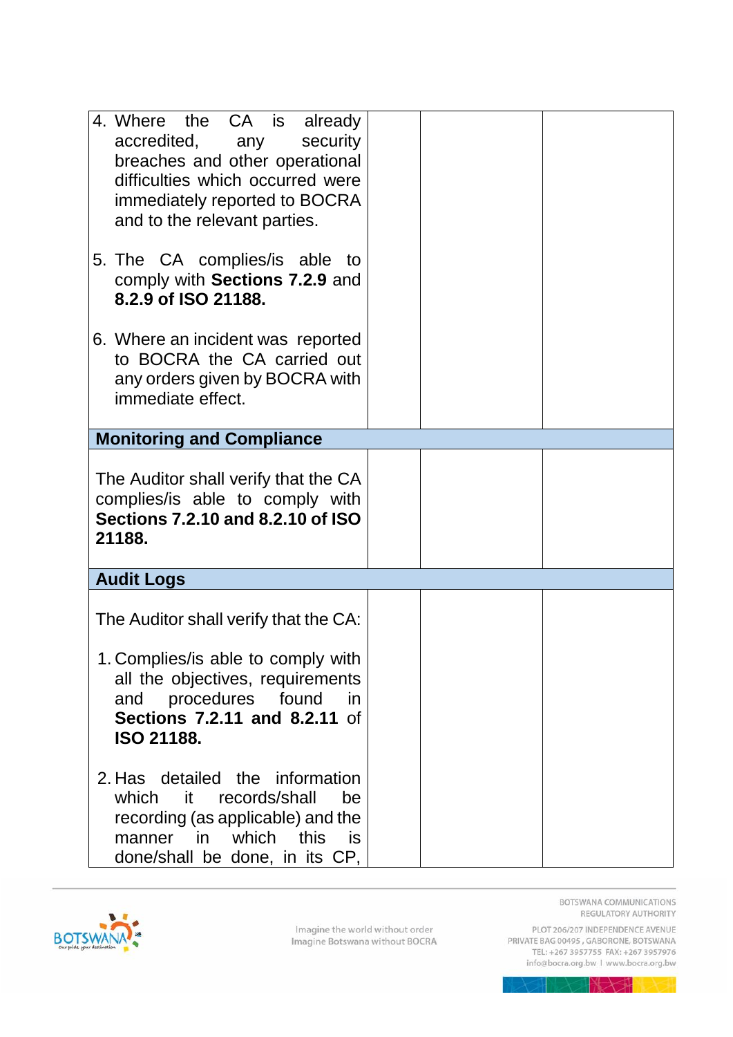| | | | |
|---|---|---|---|
| 4. Where the CA is already accredited, any security breaches and other operational difficulties which occurred were immediately reported to BOCRA and to the relevant parties.<br><br>5. The CA complies/is able to comply with **Sections 7.2.9** and **8.2.9 of ISO 21188.**<br><br>6. Where an incident was reported to BOCRA the CA carried out any orders given by BOCRA with immediate effect. | | | |
| **Monitoring and Compliance** | | | |
| The Auditor shall verify that the CA complies/is able to comply with **Sections 7.2.10 and 8.2.10 of ISO 21188.** | | | |
| **Audit Logs** | | | |
| The Auditor shall verify that the CA:<br><br>1. Complies/is able to comply with all the objectives, requirements and procedures found in **Sections 7.2.11 and 8.2.11** of **ISO 21188.**<br><br>2. Has detailed the information which it records/shall be recording (as applicable) and the manner in which this is done/shall be done, in its CP, | | | |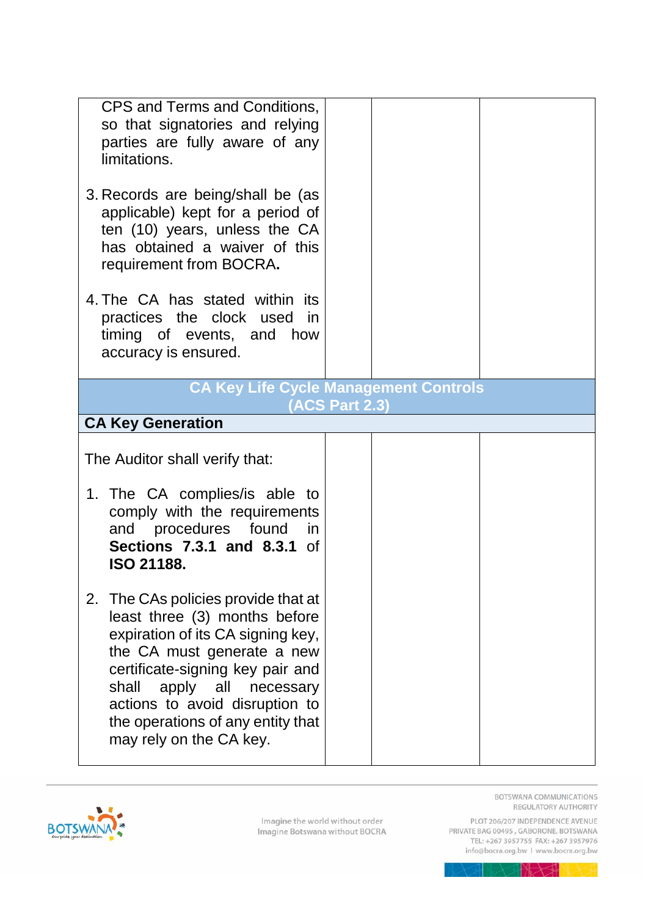| | | | |
|---|---|---|---|
| CPS and Terms and Conditions, so that signatories and relying parties are fully aware of any limitations.<br><br>3. Records are being/shall be (as applicable) kept for a period of ten (10) years, unless the CA has obtained a waiver of this requirement from BOCRA**.**<br><br>4. The CA has stated within its practices the clock used in timing of events, and how accuracy is ensured. | | | |
| **CA Key Life Cycle Management Controls (ACS Part 2.3)** | | | |
| **CA Key Generation** | | | |
| The Auditor shall verify that:<br><br>1. The CA complies/is able to comply with the requirements and procedures found in **Sections 7.3.1 and 8.3.1** of **ISO 21188.**<br><br>2. The CAs policies provide that at least three (3) months before expiration of its CA signing key, the CA must generate a new certificate-signing key pair and shall apply all necessary actions to avoid disruption to the operations of any entity that may rely on the CA key. | | | |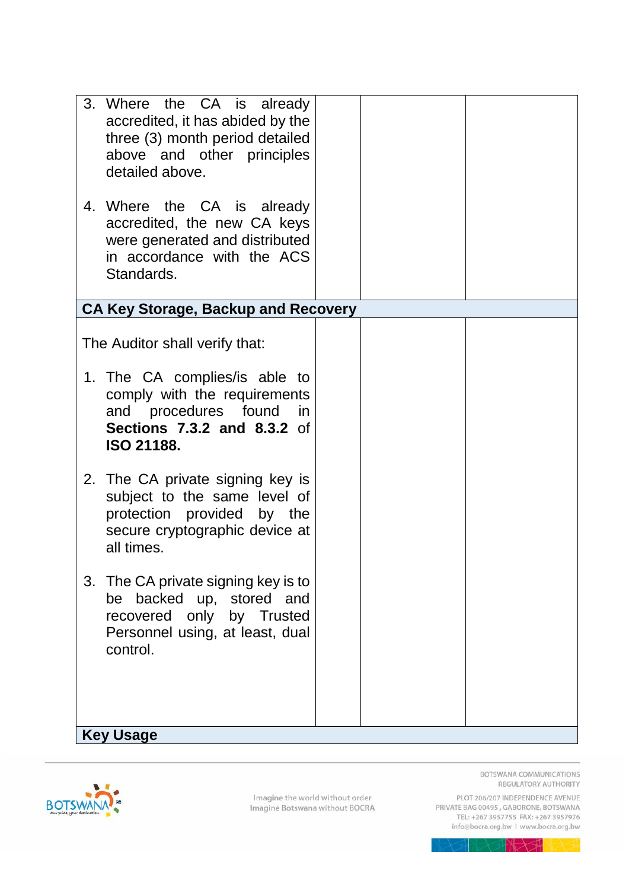| | | | |
|---|---|---|---|
| 3. Where the CA is already accredited, it has abided by the three (3) month period detailed above and other principles detailed above.<br><br>4. Where the CA is already accredited, the new CA keys were generated and distributed in accordance with the ACS Standards. | | | |
| **CA Key Storage, Backup and Recovery** | | | |
| The Auditor shall verify that:<br><br>1. The CA complies/is able to comply with the requirements and procedures found in **Sections 7.3.2 and 8.3.2** of **ISO 21188.**<br><br>2. The CA private signing key is subject to the same level of protection provided by the secure cryptographic device at all times.<br><br>3. The CA private signing key is to be backed up, stored and recovered only by Trusted Personnel using, at least, dual control. | | | |
| **Key Usage** | | | |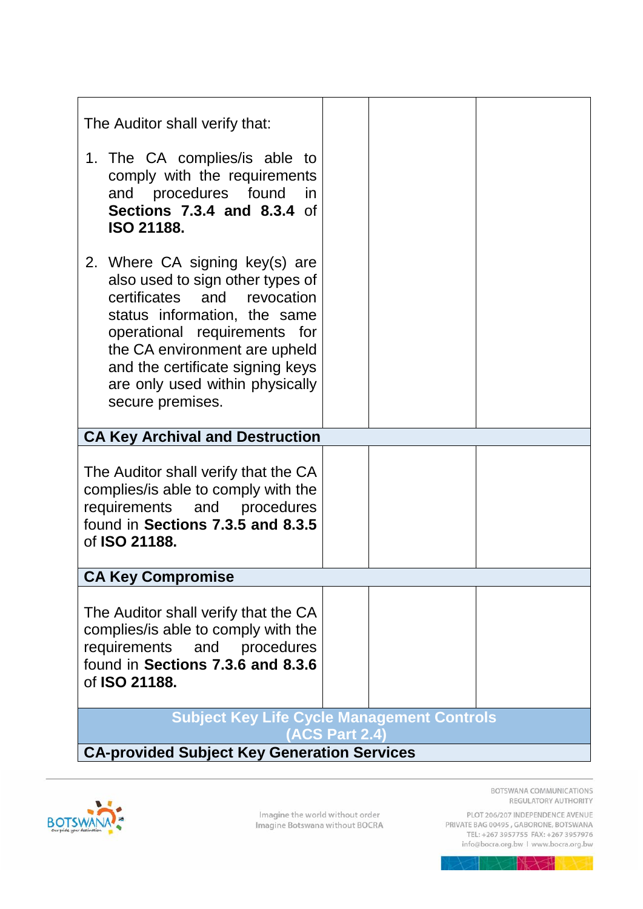| | | | |
|---|---|---|---|
| The Auditor shall verify that:<br><br>1. The CA complies/is able to comply with the requirements and procedures found in **Sections 7.3.4 and 8.3.4** of **ISO 21188.**<br><br>2. Where CA signing key(s) are also used to sign other types of certificates and revocation status information, the same operational requirements for the CA environment are upheld and the certificate signing keys are only used within physically secure premises. | | | |
| **CA Key Archival and Destruction** | | | |
| The Auditor shall verify that the CA complies/is able to comply with the requirements and procedures found in **Sections 7.3.5 and 8.3.5** of **ISO 21188.** | | | |
| **CA Key Compromise** | | | |
| The Auditor shall verify that the CA complies/is able to comply with the requirements and procedures found in **Sections 7.3.6 and 8.3.6** of **ISO 21188.** | | | |
| **Subject Key Life Cycle Management Controls (ACS Part 2.4)** | | | |
| **CA-provided Subject Key Generation Services** | | | |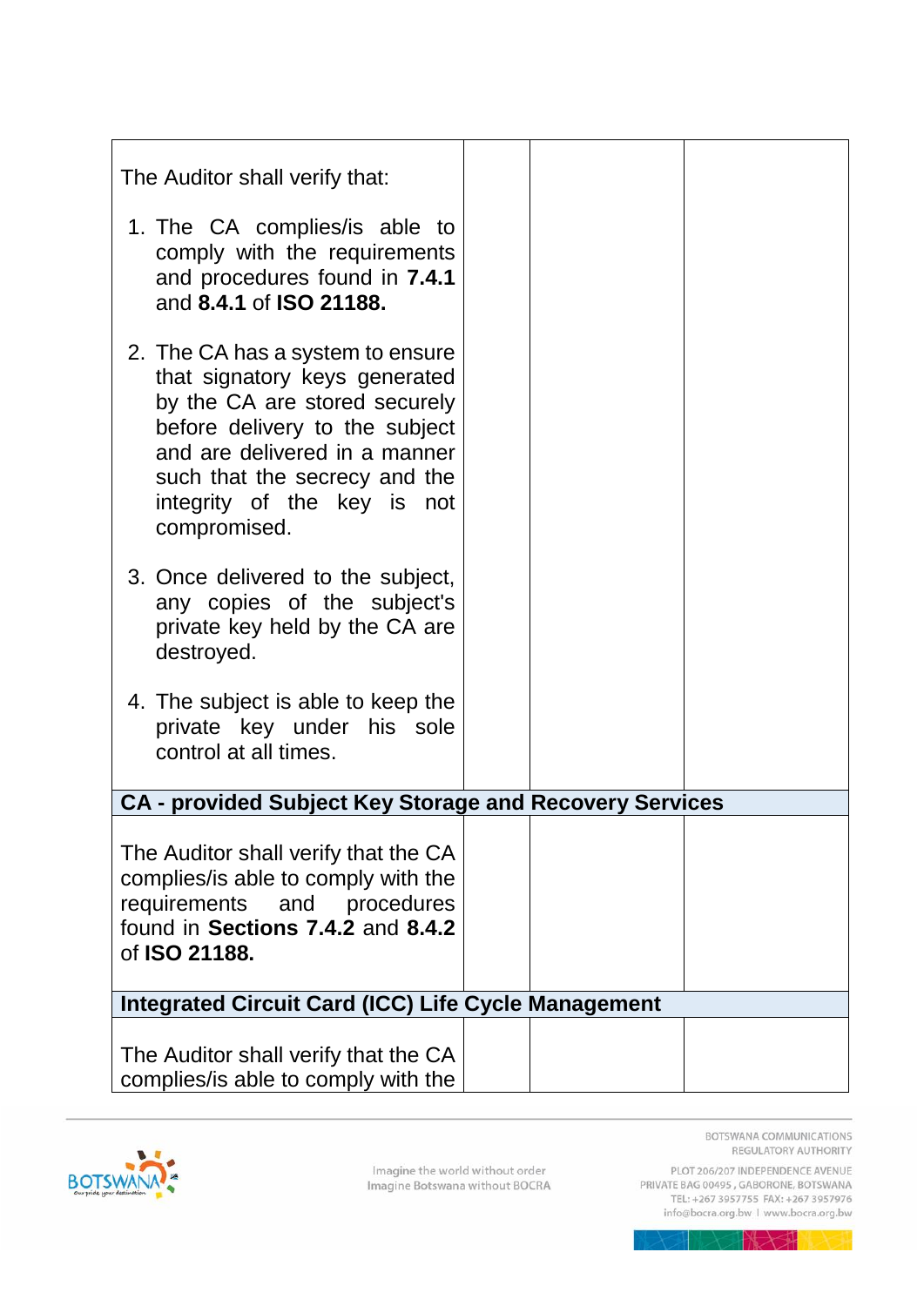| | | | |
|---|---|---|---|
| The Auditor shall verify that:<br><br>1. The CA complies/is able to comply with the requirements and procedures found in **7.4.1** and **8.4.1** of **ISO 21188.**<br><br>2. The CA has a system to ensure that signatory keys generated by the CA are stored securely before delivery to the subject and are delivered in a manner such that the secrecy and the integrity of the key is not compromised.<br><br>3. Once delivered to the subject, any copies of the subject's private key held by the CA are destroyed.<br><br>4. The subject is able to keep the private key under his sole control at all times. | | | |
| **CA - provided Subject Key Storage and Recovery Services** | | | |
| The Auditor shall verify that the CA complies/is able to comply with the requirements and procedures found in **Sections 7.4.2** and **8.4.2** of **ISO 21188.** | | | |
| **Integrated Circuit Card (ICC) Life Cycle Management** | | | |
| The Auditor shall verify that the CA complies/is able to comply with the | | | |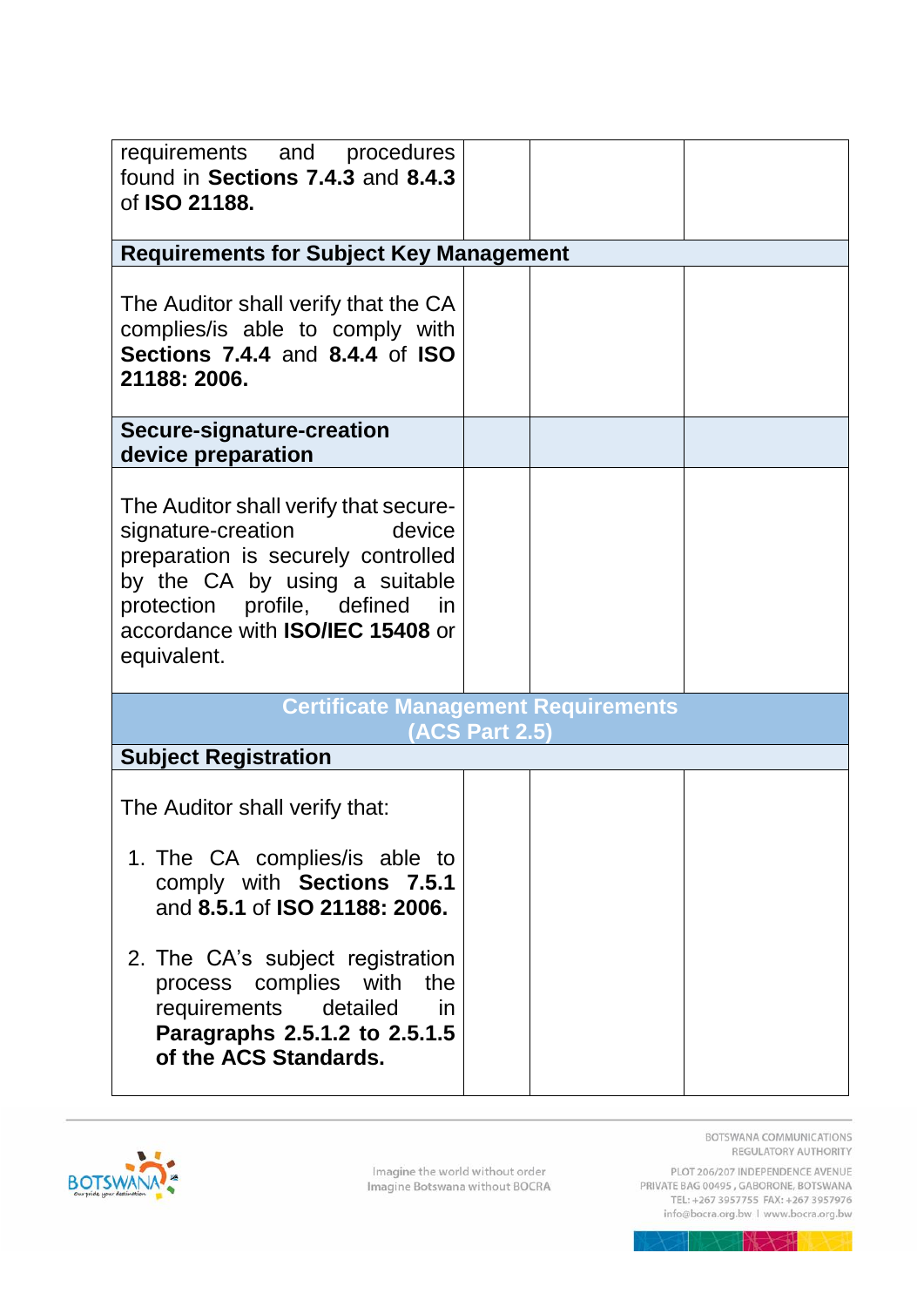| | | | |
|---|---|---|---|
| requirements and procedures found in **Sections 7.4.3** and **8.4.3** of **ISO 21188.** | | | |
| **Requirements for Subject Key Management** | | | |
| The Auditor shall verify that the CA complies/is able to comply with **Sections 7.4.4** and **8.4.4** of **ISO 21188: 2006.** | | | |
| **Secure-signature-creation device preparation** | | | |
| The Auditor shall verify that secure-signature-creation device preparation is securely controlled by the CA by using a suitable protection profile, defined in accordance with **ISO/IEC 15408** or equivalent. | | | |
| **Certificate Management Requirements (ACS Part 2.5)** | | | |
| **Subject Registration** | | | |
| The Auditor shall verify that:<br><br>1. The CA complies/is able to comply with **Sections 7.5.1** and **8.5.1** of **ISO 21188: 2006.**<br><br>2. The CA's subject registration process complies with the requirements detailed in **Paragraphs 2.5.1.2 to 2.5.1.5 of the ACS Standards.** | | | |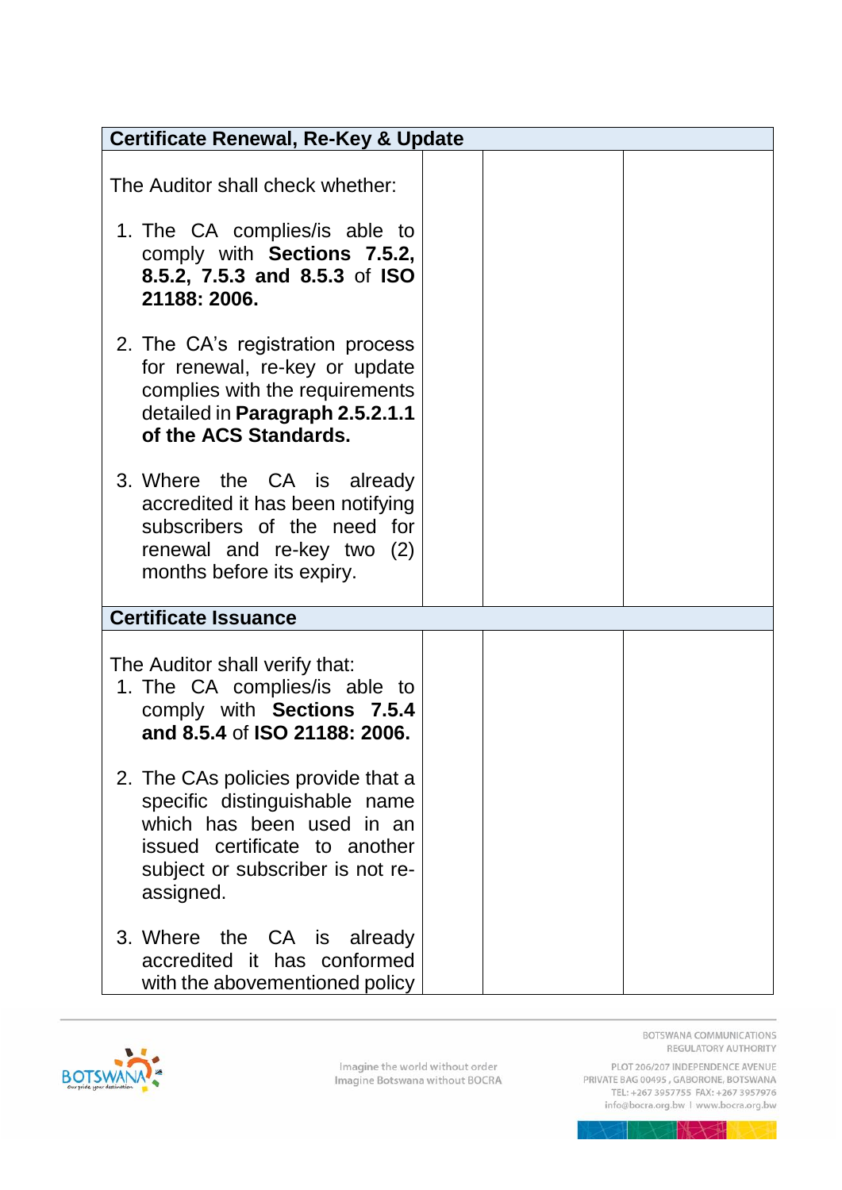| Certificate Renewal, Re-Key & Update | | | |
|---|---|---|---|
| The Auditor shall check whether:<br><br>1. The CA complies/is able to comply with **Sections 7.5.2, 8.5.2, 7.5.3 and 8.5.3** of **ISO 21188: 2006.**<br><br>2. The CA's registration process for renewal, re-key or update complies with the requirements detailed in **Paragraph 2.5.2.1.1 of the ACS Standards.**<br><br>3. Where the CA is already accredited it has been notifying subscribers of the need for renewal and re-key two (2) months before its expiry. | | | |
| **Certificate Issuance** | | | |
| The Auditor shall verify that:<br>1. The CA complies/is able to comply with **Sections 7.5.4 and 8.5.4** of **ISO 21188: 2006.**<br><br>2. The CAs policies provide that a specific distinguishable name which has been used in an issued certificate to another subject or subscriber is not re-assigned.<br><br>3. Where the CA is already accredited it has conformed with the abovementioned policy | | | |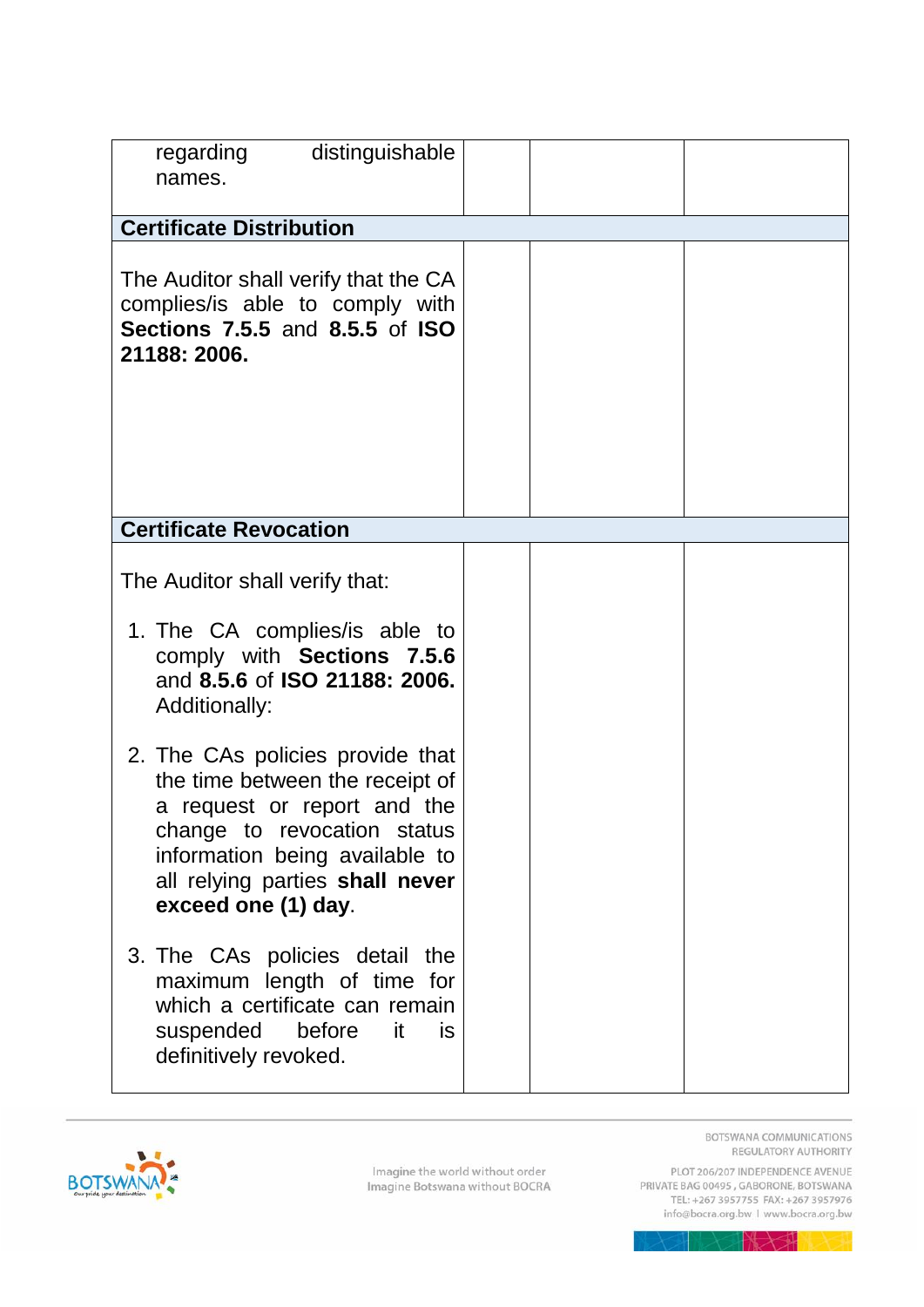| | | | |
|---|---|---|---|
| regarding distinguishable names. | | | |
| **Certificate Distribution** | | | |
| The Auditor shall verify that the CA complies/is able to comply with **Sections 7.5.5** and **8.5.5** of **ISO 21188: 2006.** | | | |
| **Certificate Revocation** | | | |
| The Auditor shall verify that:<br><br>1. The CA complies/is able to comply with **Sections 7.5.6** and **8.5.6** of **ISO 21188: 2006.** Additionally:<br><br>2. The CAs policies provide that the time between the receipt of a request or report and the change to revocation status information being available to all relying parties **shall never exceed one (1) day**.<br><br>3. The CAs policies detail the maximum length of time for which a certificate can remain suspended before it is definitively revoked. | | | |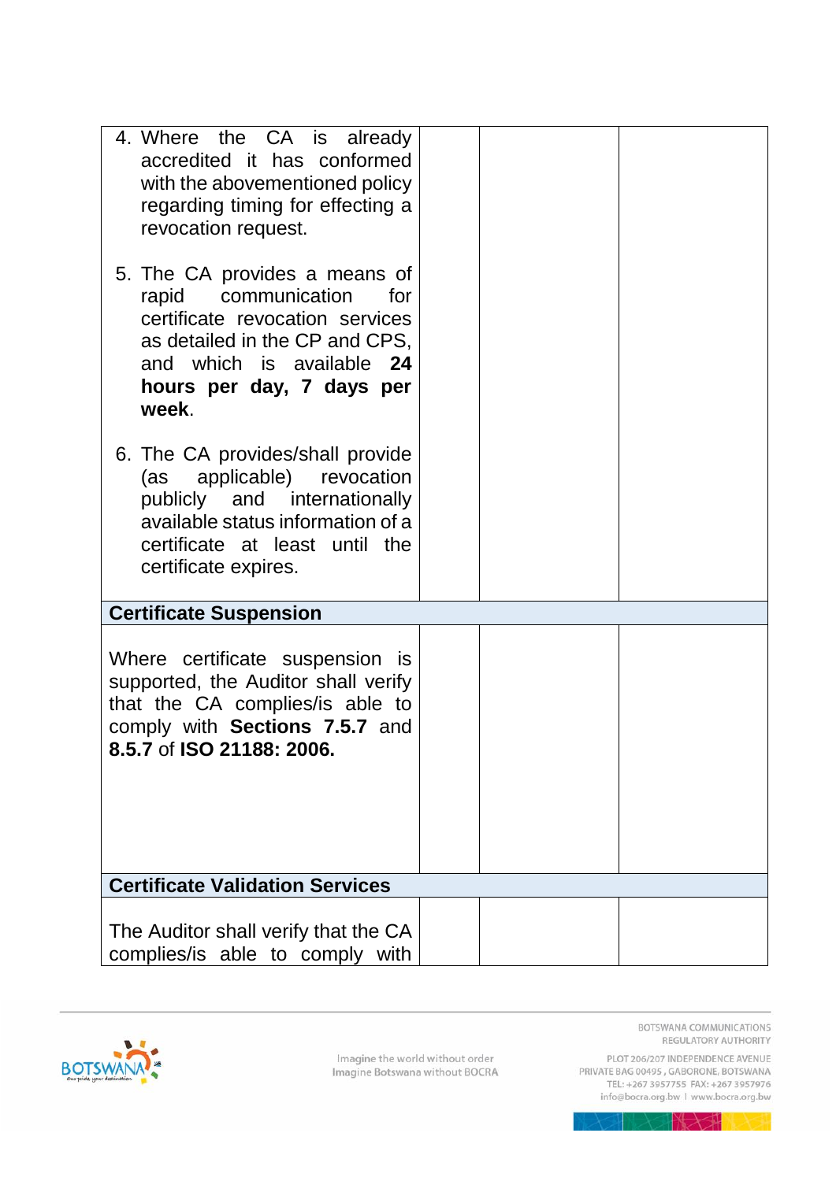| | | | |
|---|---|---|---|
| 4. Where the CA is already accredited it has conformed with the abovementioned policy regarding timing for effecting a revocation request.<br><br>5. The CA provides a means of rapid communication for certificate revocation services as detailed in the CP and CPS, and which is available **24 hours per day, 7 days per week**.<br><br>6. The CA provides/shall provide (as applicable) revocation publicly and internationally available status information of a certificate at least until the certificate expires. | | | |
| **Certificate Suspension** | | | |
| Where certificate suspension is supported, the Auditor shall verify that the CA complies/is able to comply with **Sections 7.5.7** and **8.5.7** of **ISO 21188: 2006.** | | | |
| **Certificate Validation Services** | | | |
| The Auditor shall verify that the CA complies/is able to comply with | | | |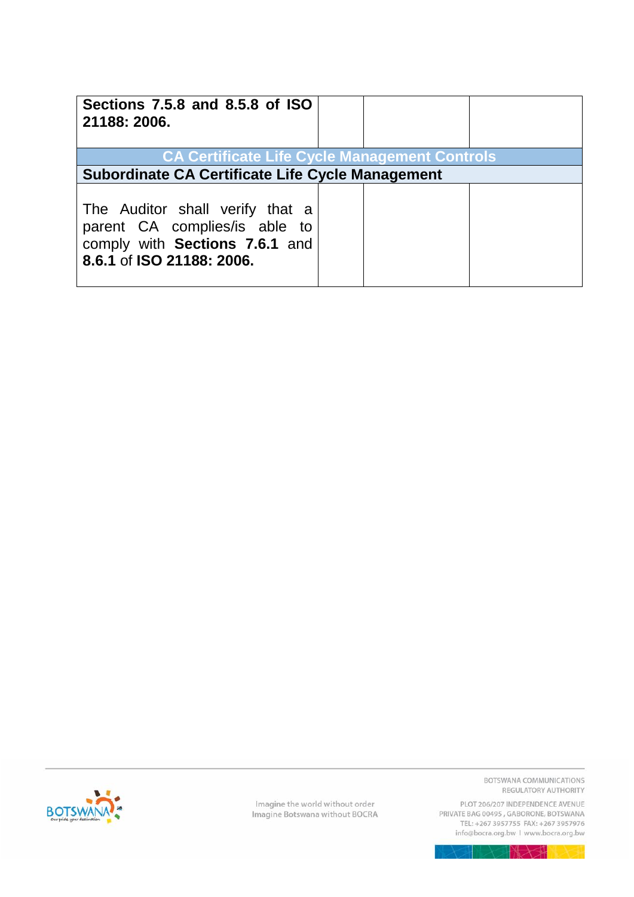| | | | |
|---|---|---|---|
| **Sections 7.5.8 and 8.5.8 of ISO 21188: 2006.** | | | |
| **CA Certificate Life Cycle Management Controls** | | | |
| **Subordinate CA Certificate Life Cycle Management** | | | |
| The Auditor shall verify that a parent CA complies/is able to comply with **Sections 7.6.1** and **8.6.1** of **ISO 21188: 2006.** | | | |